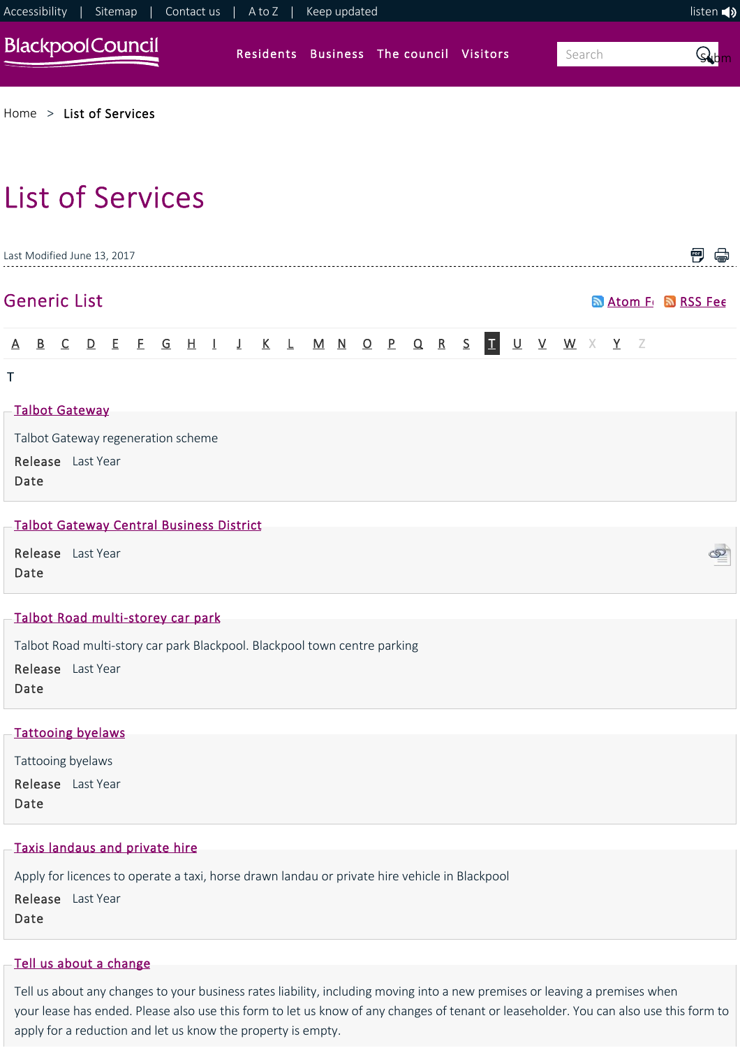Accessibility | Sitemap | Contact us | A to Z | Keep updated listen

Blackpool Council

Residents Business The council Visitors

Search

Home > List of Services

# List of Services

Last Modified June 13, 2017

## Generic List

Atom Fe RSS Fee

A B C D E F G H I J K L M N O P Q R S T U V W X Y Z

T

### Talbot Gateway

Talbot Gateway regeneration scheme

**Release Date** Last Year

### Talbot Gateway Central Business District

**Release Date** Last Year

### Talbot Road multi-storey car park

Talbot Road multi-story car park Blackpool. Blackpool town centre parking

**Release Date** Last Year

### Tattooing byelaws

Tattooing byelaws

**Release Date** Last Year

### Taxis landaus and private hire

Apply for licences to operate a taxi, horse drawn landau or private hire vehicle in Blackpool

**Release Date** Last Year

### Tell us about a change

Tell us about any changes to your business rates liability, including moving into a new premises or leaving a premises when your lease has ended. Please also use this form to let us know of any changes of tenant or leaseholder. You can also use this form to apply for a reduction and let us know the property is empty.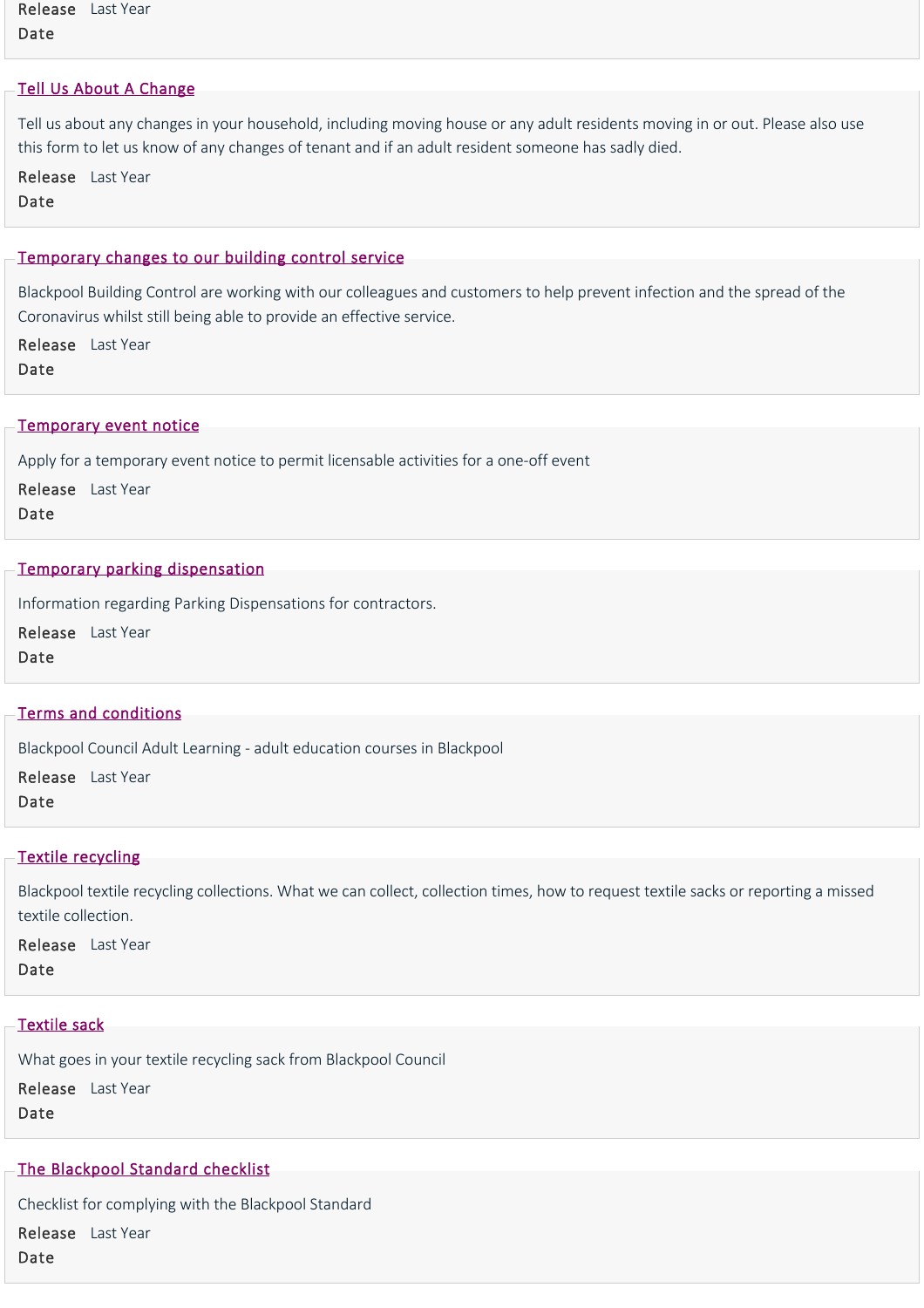Release Date Last Year

[Tell Us About A Change]

Tell us about any changes in your household, including moving house or any adult residents moving in or out. Please also use this form to let us know of any changes of tenant and if an adult resident someone has sadly died.

Release Date Last Year

[Temporary changes to our building control service]

Blackpool Building Control are working with our colleagues and customers to help prevent infection and the spread of the Coronavirus whilst still being able to provide an effective service.

Release Date Last Year

[Temporary event notice]

Apply for a temporary event notice to permit licensable activities for a one-off event

Release Date Last Year

[Temporary parking dispensation]

Information regarding Parking Dispensations for contractors.

Release Date Last Year

[Terms and conditions]

Blackpool Council Adult Learning - adult education courses in Blackpool

Release Date Last Year

[Textile recycling]

Blackpool textile recycling collections. What we can collect, collection times, how to request textile sacks or reporting a missed textile collection.

Release Date Last Year

[Textile sack]

What goes in your textile recycling sack from Blackpool Council

Release Date Last Year

[The Blackpool Standard checklist]

Checklist for complying with the Blackpool Standard

Release Date Last Year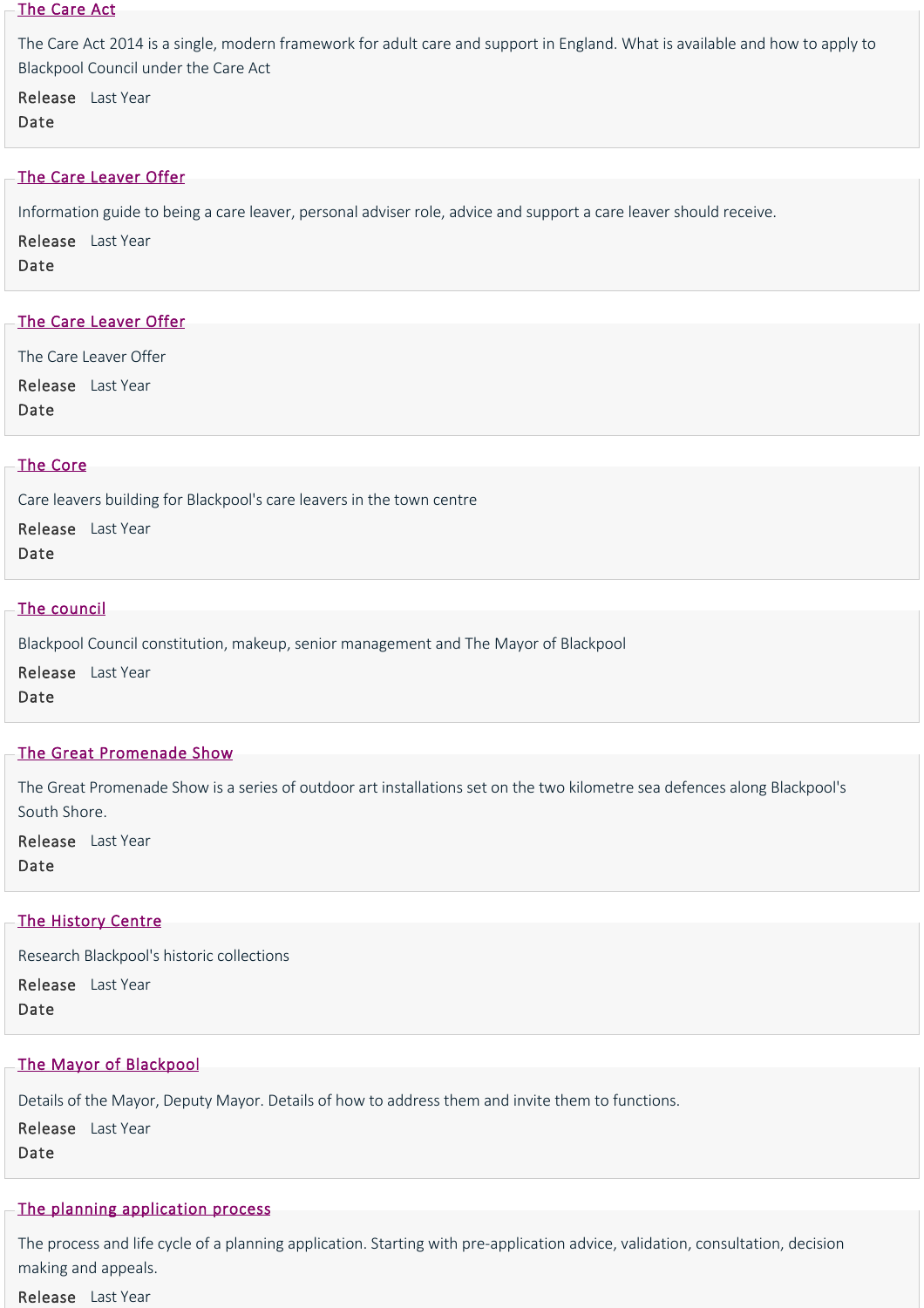## The Care Act

The Care Act 2014 is a single, modern framework for adult care and support in England. What is available and how to apply to Blackpool Council under the Care Act

**Release Date** Last Year

## The Care Leaver Offer

Information guide to being a care leaver, personal adviser role, advice and support a care leaver should receive.

**Release Date** Last Year

## The Care Leaver Offer

The Care Leaver Offer

**Release Date** Last Year

## The Core

Care leavers building for Blackpool's care leavers in the town centre

**Release Date** Last Year

## The council

Blackpool Council constitution, makeup, senior management and The Mayor of Blackpool

**Release Date** Last Year

## The Great Promenade Show

The Great Promenade Show is a series of outdoor art installations set on the two kilometre sea defences along Blackpool's South Shore.

**Release Date** Last Year

## The History Centre

Research Blackpool's historic collections

**Release Date** Last Year

## The Mayor of Blackpool

Details of the Mayor, Deputy Mayor. Details of how to address them and invite them to functions.

**Release Date** Last Year

## The planning application process

The process and life cycle of a planning application. Starting with pre-application advice, validation, consultation, decision making and appeals.

**Release** Last Year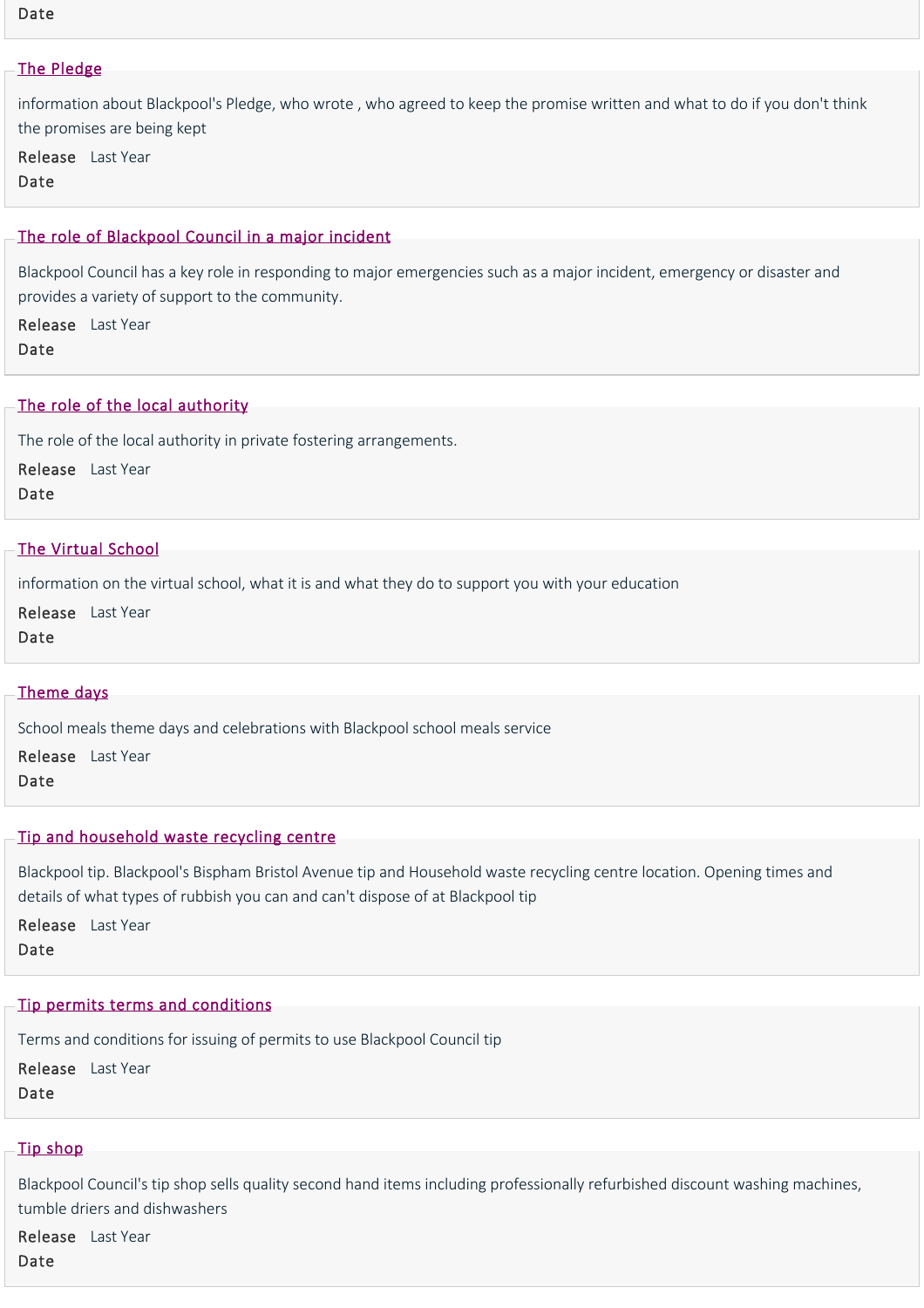Date

[The Pledge]

information about Blackpool's Pledge, who wrote , who agreed to keep the promise written and what to do if you don't think the promises are being kept

**Release Date** Last Year

[The role of Blackpool Council in a major incident]

Blackpool Council has a key role in responding to major emergencies such as a major incident, emergency or disaster and provides a variety of support to the community.

**Release Date** Last Year

[The role of the local authority]

The role of the local authority in private fostering arrangements.

**Release Date** Last Year

[The Virtual School]

information on the virtual school, what it is and what they do to support you with your education

**Release Date** Last Year

[Theme days]

School meals theme days and celebrations with Blackpool school meals service

**Release Date** Last Year

[Tip and household waste recycling centre]

Blackpool tip. Blackpool's Bispham Bristol Avenue tip and Household waste recycling centre location. Opening times and details of what types of rubbish you can and can't dispose of at Blackpool tip

**Release Date** Last Year

[Tip permits terms and conditions]

Terms and conditions for issuing of permits to use Blackpool Council tip

**Release Date** Last Year

[Tip shop]

Blackpool Council's tip shop sells quality second hand items including professionally refurbished discount washing machines, tumble driers and dishwashers

**Release Date** Last Year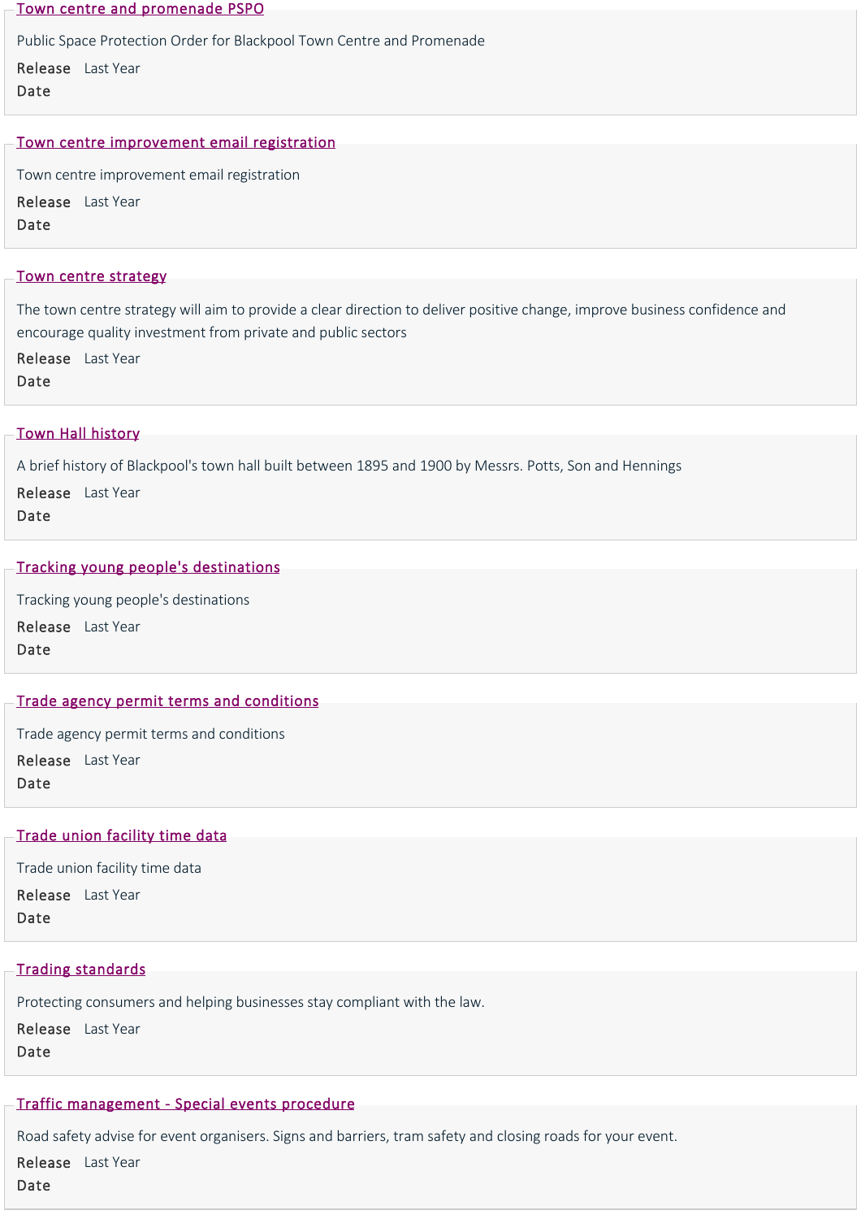## Town centre and promenade PSPO

Public Space Protection Order for Blackpool Town Centre and Promenade

**Release Date** Last Year

## Town centre improvement email registration

Town centre improvement email registration

**Release Date** Last Year

## Town centre strategy

The town centre strategy will aim to provide a clear direction to deliver positive change, improve business confidence and encourage quality investment from private and public sectors

**Release Date** Last Year

## Town Hall history

A brief history of Blackpool's town hall built between 1895 and 1900 by Messrs. Potts, Son and Hennings

**Release Date** Last Year

## Tracking young people's destinations

Tracking young people's destinations

**Release Date** Last Year

## Trade agency permit terms and conditions

Trade agency permit terms and conditions

**Release Date** Last Year

## Trade union facility time data

Trade union facility time data

**Release Date** Last Year

## Trading standards

Protecting consumers and helping businesses stay compliant with the law.

**Release Date** Last Year

## Traffic management - Special events procedure

Road safety advise for event organisers. Signs and barriers, tram safety and closing roads for your event.

**Release Date** Last Year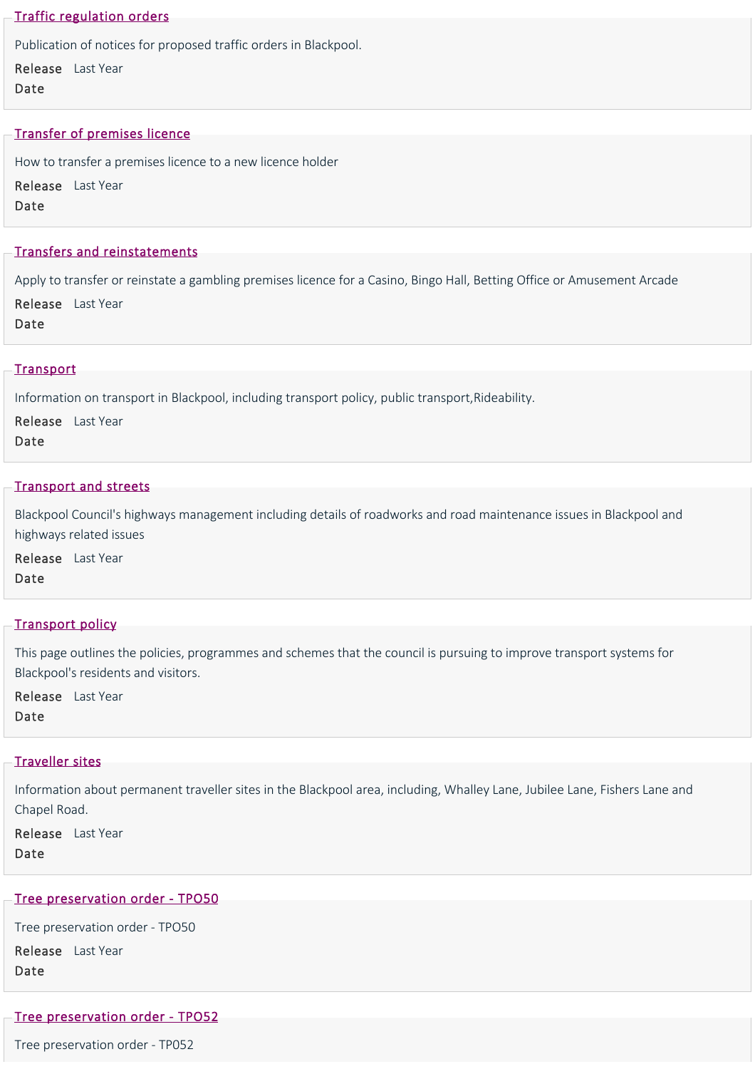## Traffic regulation orders

Publication of notices for proposed traffic orders in Blackpool.

**Release Date** Last Year

## Transfer of premises licence

How to transfer a premises licence to a new licence holder

**Release Date** Last Year

## Transfers and reinstatements

Apply to transfer or reinstate a gambling premises licence for a Casino, Bingo Hall, Betting Office or Amusement Arcade

**Release Date** Last Year

## Transport

Information on transport in Blackpool, including transport policy, public transport,Rideability.

**Release Date** Last Year

## Transport and streets

Blackpool Council's highways management including details of roadworks and road maintenance issues in Blackpool and highways related issues

**Release Date** Last Year

## Transport policy

This page outlines the policies, programmes and schemes that the council is pursuing to improve transport systems for Blackpool's residents and visitors.

**Release Date** Last Year

## Traveller sites

Information about permanent traveller sites in the Blackpool area, including, Whalley Lane, Jubilee Lane, Fishers Lane and Chapel Road.

**Release Date** Last Year

## Tree preservation order - TPO50

Tree preservation order - TPO50

**Release Date** Last Year

## Tree preservation order - TPO52

Tree preservation order - TP052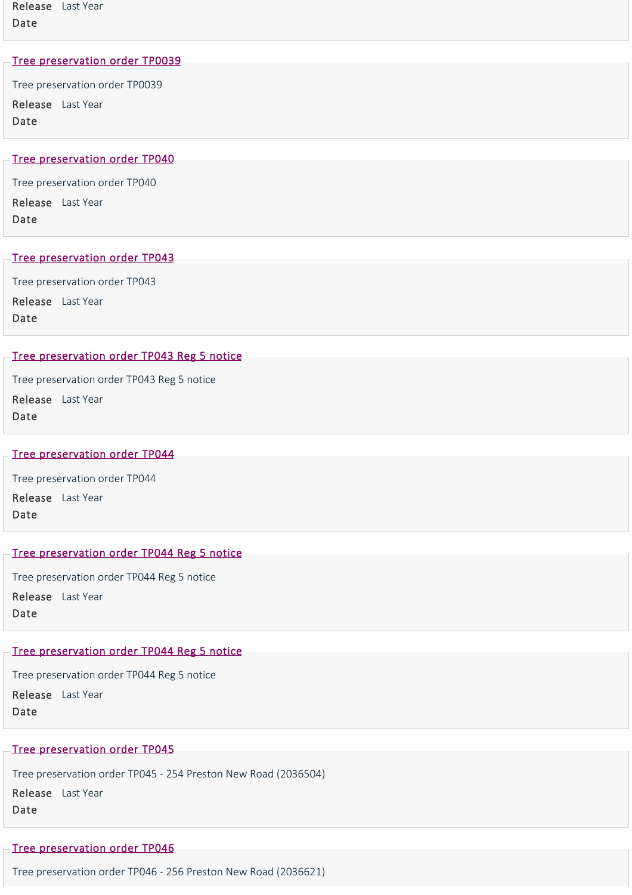Release Date Last Year

## [Tree preservation order TP0039]

Tree preservation order TP0039

**Release Date** Last Year

## [Tree preservation order TP040]

Tree preservation order TP040

**Release Date** Last Year

## [Tree preservation order TP043]

Tree preservation order TP043

**Release Date** Last Year

## [Tree preservation order TP043 Reg 5 notice]

Tree preservation order TP043 Reg 5 notice

**Release Date** Last Year

## [Tree preservation order TP044]

Tree preservation order TP044

**Release Date** Last Year

## [Tree preservation order TP044 Reg 5 notice]

Tree preservation order TP044 Reg 5 notice

**Release Date** Last Year

## [Tree preservation order TP044 Reg 5 notice]

Tree preservation order TP044 Reg 5 notice

**Release Date** Last Year

## [Tree preservation order TP045]

Tree preservation order TP045 - 254 Preston New Road (2036504)

**Release Date** Last Year

## [Tree preservation order TP046]

Tree preservation order TP046 - 256 Preston New Road (2036621)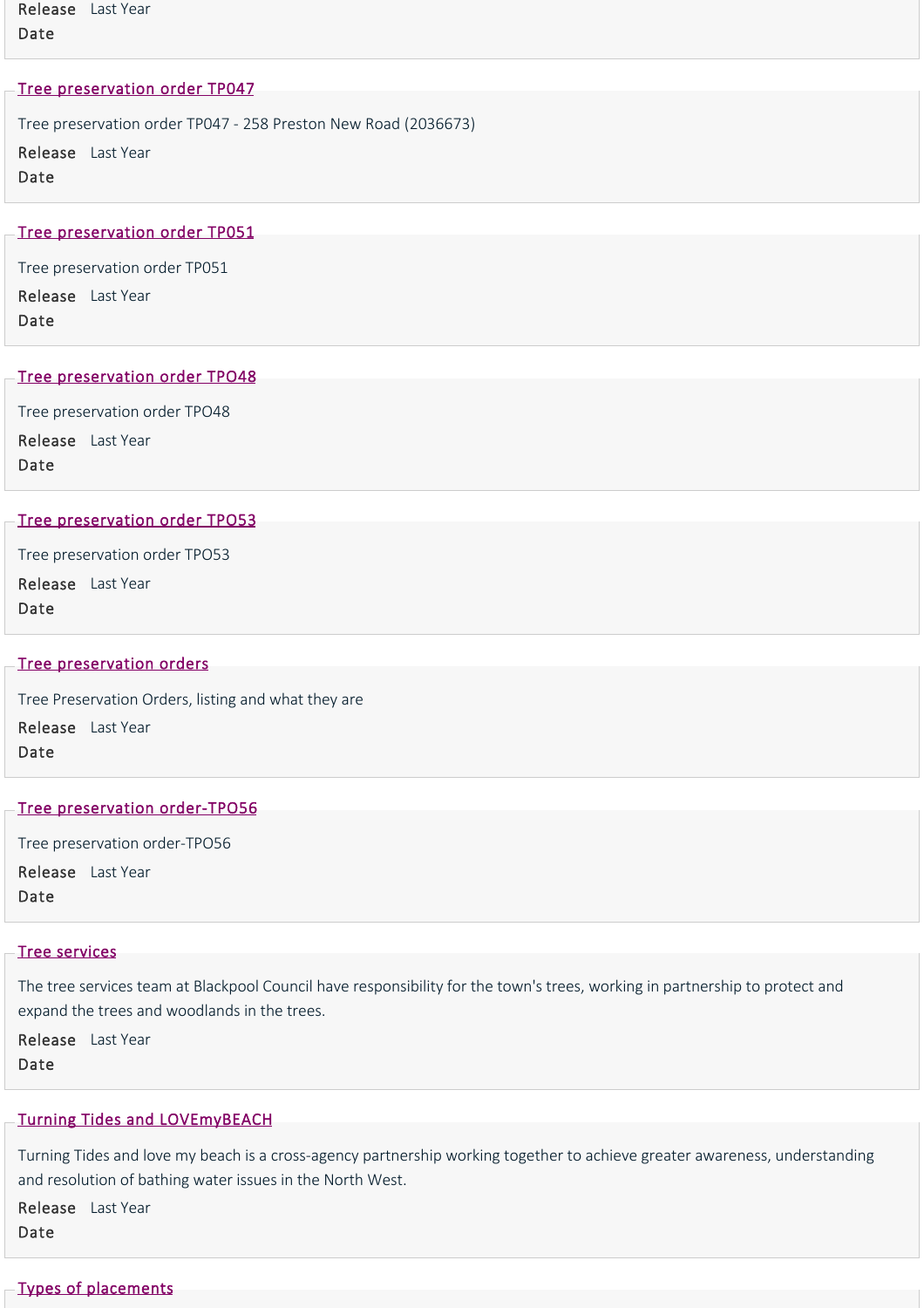Release Date Last Year

### [Tree preservation order TP047]

Tree preservation order TP047 - 258 Preston New Road (2036673)

**Release Date** Last Year

### [Tree preservation order TP051]

Tree preservation order TP051

**Release Date** Last Year

### [Tree preservation order TPO48]

Tree preservation order TPO48

**Release Date** Last Year

### [Tree preservation order TPO53]

Tree preservation order TPO53

**Release Date** Last Year

### [Tree preservation orders]

Tree Preservation Orders, listing and what they are

**Release Date** Last Year

### [Tree preservation order-TPO56]

Tree preservation order-TPO56

**Release Date** Last Year

### [Tree services]

The tree services team at Blackpool Council have responsibility for the town's trees, working in partnership to protect and expand the trees and woodlands in the trees.

**Release Date** Last Year

### [Turning Tides and LOVEmyBEACH]

Turning Tides and love my beach is a cross-agency partnership working together to achieve greater awareness, understanding and resolution of bathing water issues in the North West.

**Release Date** Last Year

### [Types of placements]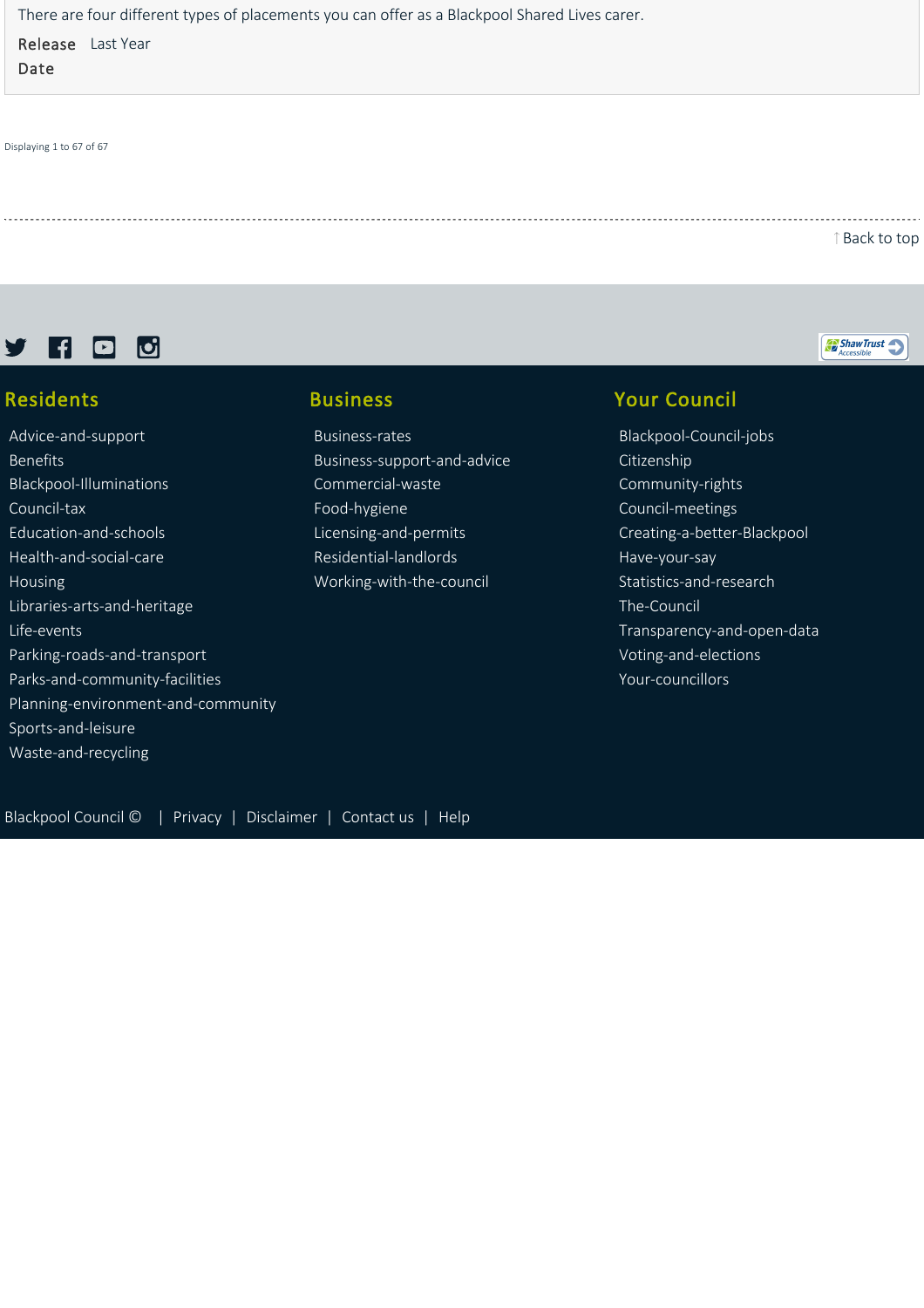There are four different types of placements you can offer as a Blackpool Shared Lives carer.

**Release Date** Last Year

Displaying 1 to 67 of 67

↑ Back to top

## Residents

- Advice-and-support
- Benefits
- Blackpool-Illuminations
- Council-tax
- Education-and-schools
- Health-and-social-care
- Housing
- Libraries-arts-and-heritage
- Life-events
- Parking-roads-and-transport
- Parks-and-community-facilities
- Planning-environment-and-community
- Sports-and-leisure
- Waste-and-recycling

## Business

- Business-rates
- Business-support-and-advice
- Commercial-waste
- Food-hygiene
- Licensing-and-permits
- Residential-landlords
- Working-with-the-council

## Your Council

- Blackpool-Council-jobs
- Citizenship
- Community-rights
- Council-meetings
- Creating-a-better-Blackpool
- Have-your-say
- Statistics-and-research
- The-Council
- Transparency-and-open-data
- Voting-and-elections
- Your-councillors

Blackpool Council © | Privacy | Disclaimer | Contact us | Help